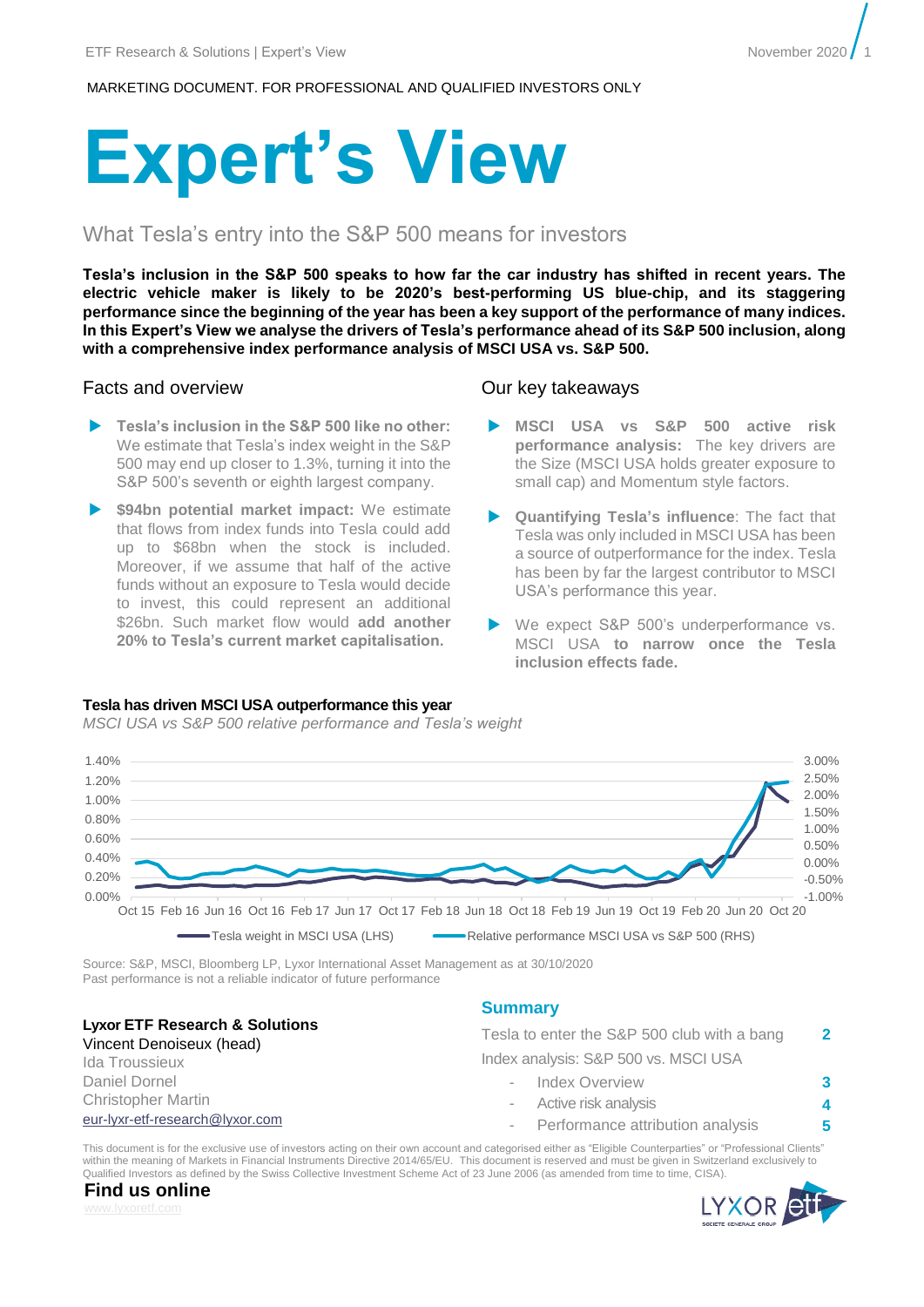MARKETING DOCUMENT. FOR PROFESSIONAL AND QUALIFIED INVESTORS ONLY

# Expert's View

## What Tesla's entry into the S&P 500 means for investors

**Tesla's inclusion in the S&P 500 speaks to how far the car industry has shifted in recent years. The electric vehicle maker is likely to be 2020's best-performing US blue-chip, and its staggering performance since the beginning of the year has been a key support of the performance of many indices. In this Expert's View we analyse the drivers of Tesla's performance ahead of its S&P 500 inclusion, along with a comprehensive index performance analysis of MSCI USA vs. S&P 500.**

### Facts and overview

- **Tesla's inclusion in the S&P 500 like no other:** We estimate that Tesla's index weight in the S&P 500 may end up closer to 1.3%, turning it into the S&P 500's seventh or eighth largest company.
- **$94bn potential market impact:** We estimate that flows from index funds into Tesla could add up to $68bn when the stock is included. Moreover, if we assume that half of the active funds without an exposure to Tesla would decide to invest, this could represent an additional $26bn. Such market flow would **add another 20% to Tesla's current market capitalisation.**

### Our key takeaways

- **MSCI USA vs S&P 500 active risk performance analysis:** The key drivers are the Size (MSCI USA holds greater exposure to small cap) and Momentum style factors.
- **Quantifying Tesla's influence**: The fact that Tesla was only included in MSCI USA has been a source of outperformance for the index. Tesla has been by far the largest contributor to MSCI USA's performance this year.
- We expect S&P 500's underperformance vs. MSCI USA **to narrow once the Tesla inclusion effects fade.**

**Tesla has driven MSCI USA outperformance this year**

*MSCI USA vs S&P 500 relative performance and Tesla's weight*

Legend: Tesla weight in MSCI USA (LHS); Relative performance MSCI USA vs S&P 500 (RHS)

Source: S&P, MSCI, Bloomberg LP, Lyxor International Asset Management as at 30/10/2020
Past performance is not a reliable indicator of future performance

### Summary

| | |
|---|---|
| Tesla to enter the S&P 500 club with a bang | 2 |
| Index analysis: S&P 500 vs. MSCI USA | |
| - Index Overview | 3 |
| - Active risk analysis | 4 |
| - Performance attribution analysis | 5 |

**Lyxor ETF Research & Solutions**
Vincent Denoiseux (head)
Ida Troussieux
Daniel Dornel
Christopher Martin
eur-lyxr-etf-research@lyxor.com

This document is for the exclusive use of investors acting on their own account and categorised either as "Eligible Counterparties" or "Professional Clients" within the meaning of Markets in Financial Instruments Directive 2014/65/EU. This document is reserved and must be given in Switzerland exclusively to Qualified Investors as defined by the Swiss Collective Investment Scheme Act of 23 June 2006 (as amended from time to time, CISA).

**Find us online**
www.lyxoretf.com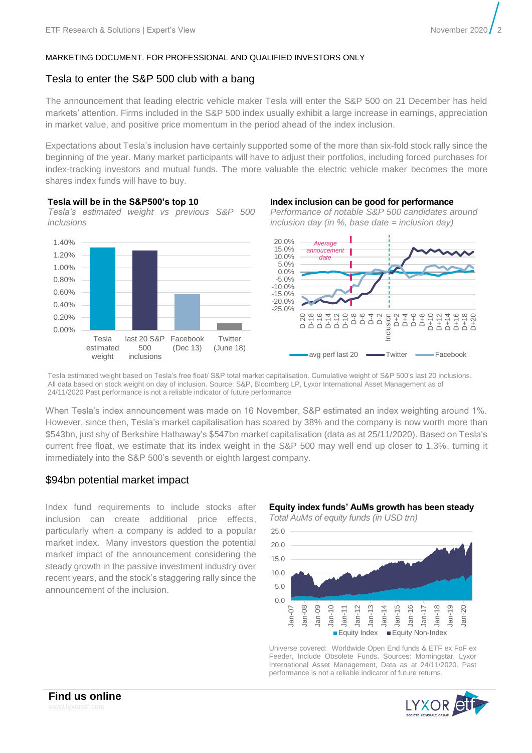MARKETING DOCUMENT. FOR PROFESSIONAL AND QUALIFIED INVESTORS ONLY

## Tesla to enter the S&P 500 club with a bang

The announcement that leading electric vehicle maker Tesla will enter the S&P 500 on 21 December has held markets' attention. Firms included in the S&P 500 index usually exhibit a large increase in earnings, appreciation in market value, and positive price momentum in the period ahead of the index inclusion.

Expectations about Tesla's inclusion have certainly supported some of the more than six-fold stock rally since the beginning of the year. Many market participants will have to adjust their portfolios, including forced purchases for index-tracking investors and mutual funds. The more valuable the electric vehicle maker becomes the more shares index funds will have to buy.

**Tesla will be in the S&P500's top 10**

*Tesla's estimated weight vs previous S&P 500 inclusions*

**Index inclusion can be good for performance**

*Performance of notable S&P 500 candidates around inclusion day (in %, base date = inclusion day)*

Tesla estimated weight based on Tesla's free float/ S&P total market capitalisation. Cumulative weight of S&P 500's last 20 inclusions. All data based on stock weight on day of inclusion. Source: S&P, Bloomberg LP, Lyxor International Asset Management as of 24/11/2020 Past performance is not a reliable indicator of future performance

When Tesla's index announcement was made on 16 November, S&P estimated an index weighting around 1%. However, since then, Tesla's market capitalisation has soared by 38% and the company is now worth more than $543bn, just shy of Berkshire Hathaway's $547bn market capitalisation (data as at 25/11/2020). Based on Tesla's current free float, we estimate that its index weight in the S&P 500 may well end up closer to 1.3%, turning it immediately into the S&P 500's seventh or eighth largest company.

## $94bn potential market impact

Index fund requirements to include stocks after inclusion can create additional price effects, particularly when a company is added to a popular market index. Many investors question the potential market impact of the announcement considering the steady growth in the passive investment industry over recent years, and the stock's staggering rally since the announcement of the inclusion.

**Equity index funds' AuMs growth has been steady**

*Total AuMs of equity funds (in USD trn)*

Universe covered: Worldwide Open End funds & ETF ex FoF ex Feeder, Include Obsolete Funds. Sources: Morningstar, Lyxor International Asset Management, Data as at 24/11/2020. Past performance is not a reliable indicator of future returns.

**Find us online**

www.lyxoretf.com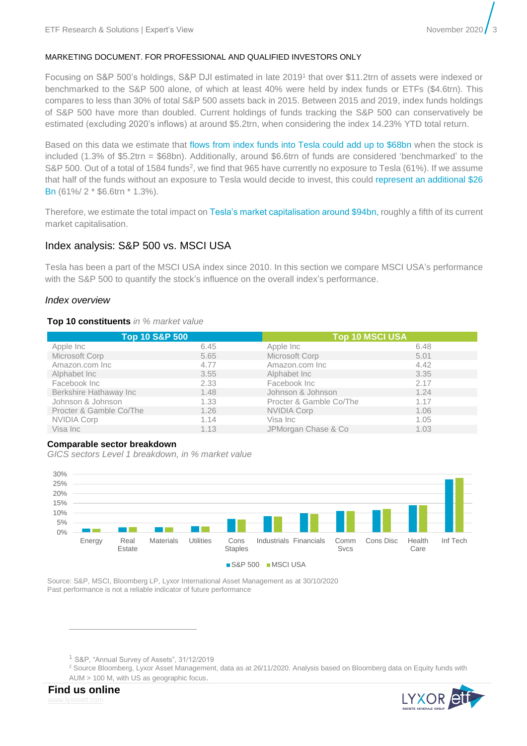MARKETING DOCUMENT. FOR PROFESSIONAL AND QUALIFIED INVESTORS ONLY

Focusing on S&P 500's holdings, S&P DJI estimated in late 2019[1] that over $11.2trn of assets were indexed or benchmarked to the S&P 500 alone, of which at least 40% were held by index funds or ETFs ($4.6trn). This compares to less than 30% of total S&P 500 assets back in 2015. Between 2015 and 2019, index funds holdings of S&P 500 have more than doubled. Current holdings of funds tracking the S&P 500 can conservatively be estimated (excluding 2020's inflows) at around $5.2trn, when considering the index 14.23% YTD total return.

Based on this data we estimate that flows from index funds into Tesla could add up to $68bn when the stock is included (1.3% of $5.2trn = $68bn). Additionally, around $6.6trn of funds are considered 'benchmarked' to the S&P 500. Out of a total of 1584 funds[2], we find that 965 have currently no exposure to Tesla (61%). If we assume that half of the funds without an exposure to Tesla would decide to invest, this could represent an additional $26 Bn (61%/ 2 * $6.6trn * 1.3%).

Therefore, we estimate the total impact on Tesla's market capitalisation around $94bn, roughly a fifth of its current market capitalisation.

## Index analysis: S&P 500 vs. MSCI USA

Tesla has been a part of the MSCI USA index since 2010. In this section we compare MSCI USA's performance with the S&P 500 to quantify the stock's influence on the overall index's performance.

### *Index overview*

**Top 10 constituents** *in % market value*

| Top 10 S&P 500 | | Top 10 MSCI USA | |
|---|---|---|---|
| Apple Inc | 6.45 | Apple Inc | 6.48 |
| Microsoft Corp | 5.65 | Microsoft Corp | 5.01 |
| Amazon.com Inc | 4.77 | Amazon.com Inc | 4.42 |
| Alphabet Inc | 3.55 | Alphabet Inc | 3.35 |
| Facebook Inc | 2.33 | Facebook Inc | 2.17 |
| Berkshire Hathaway Inc | 1.48 | Johnson & Johnson | 1.24 |
| Johnson & Johnson | 1.33 | Procter & Gamble Co/The | 1.17 |
| Procter & Gamble Co/The | 1.26 | NVIDIA Corp | 1.06 |
| NVIDIA Corp | 1.14 | Visa Inc | 1.05 |
| Visa Inc | 1.13 | JPMorgan Chase & Co | 1.03 |

**Comparable sector breakdown**

*GICS sectors Level 1 breakdown, in % market value*

Source: S&P, MSCI, Bloomberg LP, Lyxor International Asset Management as at 30/10/2020
Past performance is not a reliable indicator of future performance

[1] S&P, "Annual Survey of Assets", 31/12/2019

[2] Source Bloomberg, Lyxor Asset Management, data as at 26/11/2020. Analysis based on Bloomberg data on Equity funds with AUM > 100 M, with US as geographic focus.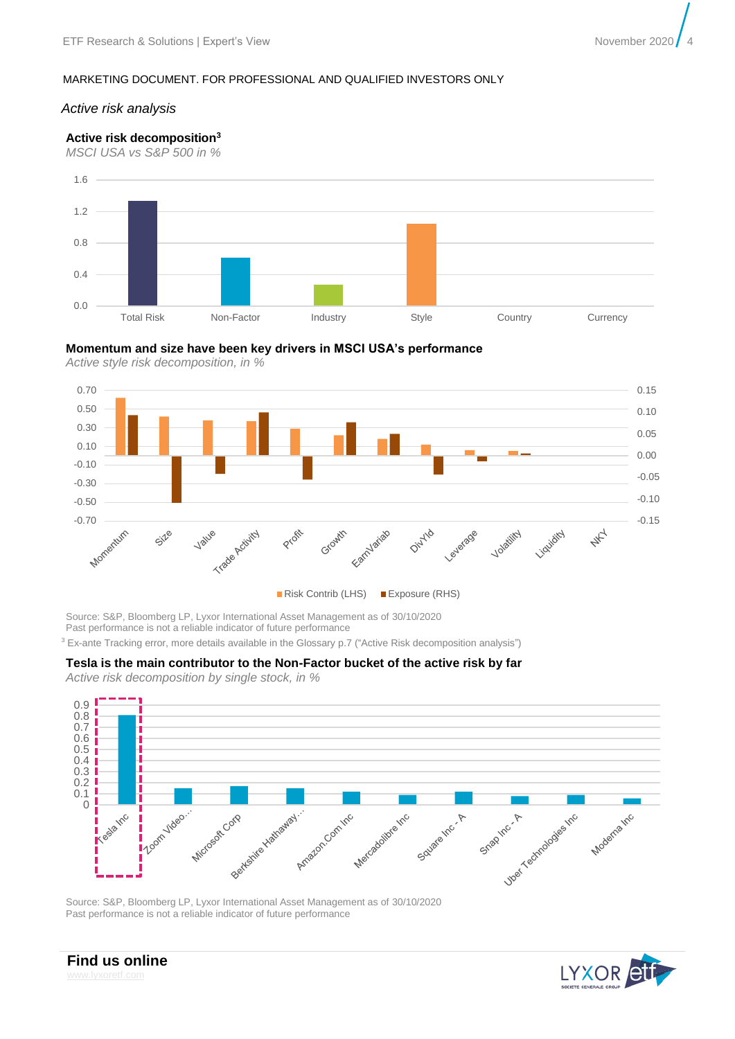MARKETING DOCUMENT. FOR PROFESSIONAL AND QUALIFIED INVESTORS ONLY

*Active risk analysis*

**Active risk decomposition**[3]

*MSCI USA vs S&P 500 in %*

**Momentum and size have been key drivers in MSCI USA's performance**

*Active style risk decomposition, in %*

Source: S&P, Bloomberg LP, Lyxor International Asset Management as of 30/10/2020
Past performance is not a reliable indicator of future performance

[3] Ex-ante Tracking error, more details available in the Glossary p.7 ("Active Risk decomposition analysis")

**Tesla is the main contributor to the Non-Factor bucket of the active risk by far**

*Active risk decomposition by single stock, in %*

Source: S&P, Bloomberg LP, Lyxor International Asset Management as of 30/10/2020
Past performance is not a reliable indicator of future performance

**Find us online**
www.lyxoretf.com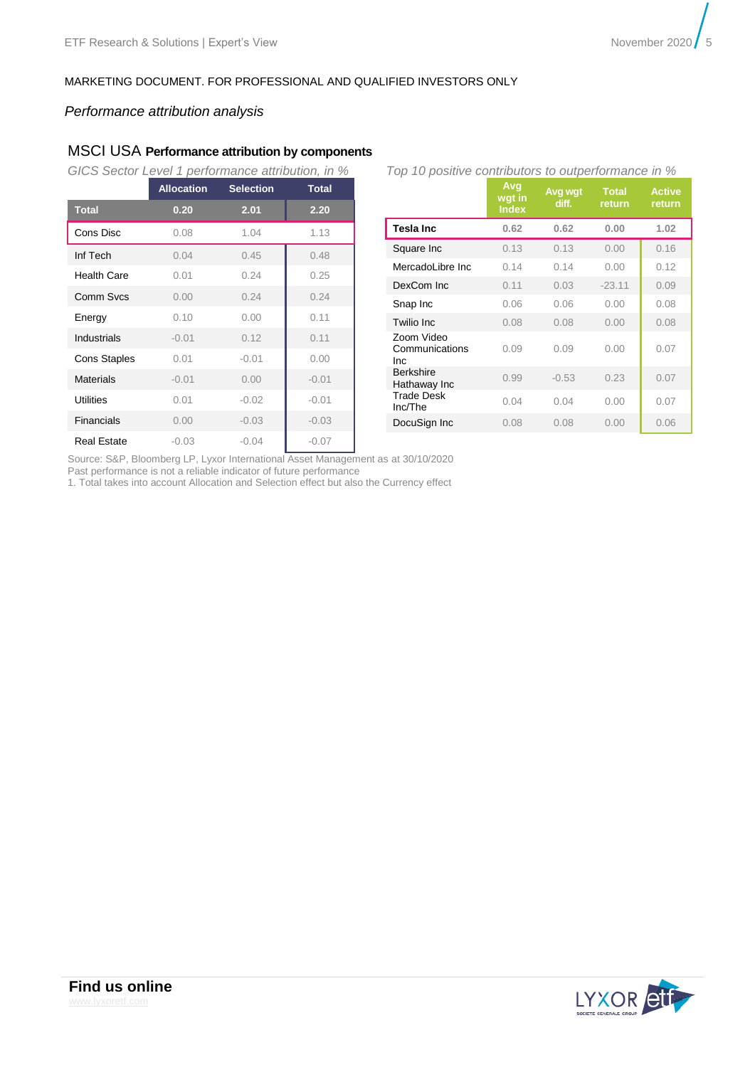MARKETING DOCUMENT. FOR PROFESSIONAL AND QUALIFIED INVESTORS ONLY

*Performance attribution analysis*

## MSCI USA **Performance attribution by components**

*GICS Sector Level 1 performance attribution, in %*

| | Allocation | Selection | Total |
|---|---|---|---|
| **Total** | **0.20** | **2.01** | **2.20** |
| Cons Disc | 0.08 | 1.04 | 1.13 |
| Inf Tech | 0.04 | 0.45 | 0.48 |
| Health Care | 0.01 | 0.24 | 0.25 |
| Comm Svcs | 0.00 | 0.24 | 0.24 |
| Energy | 0.10 | 0.00 | 0.11 |
| Industrials | -0.01 | 0.12 | 0.11 |
| Cons Staples | 0.01 | -0.01 | 0.00 |
| Materials | -0.01 | 0.00 | -0.01 |
| Utilities | 0.01 | -0.02 | -0.01 |
| Financials | 0.00 | -0.03 | -0.03 |
| Real Estate | -0.03 | -0.04 | -0.07 |

*Top 10 positive contributors to outperformance in %*

| | Avg wgt in Index | Avg wgt diff. | Total return | Active return |
|---|---|---|---|---|
| **Tesla Inc** | **0.62** | **0.62** | **0.00** | **1.02** |
| Square Inc | 0.13 | 0.13 | 0.00 | 0.16 |
| MercadoLibre Inc | 0.14 | 0.14 | 0.00 | 0.12 |
| DexCom Inc | 0.11 | 0.03 | -23.11 | 0.09 |
| Snap Inc | 0.06 | 0.06 | 0.00 | 0.08 |
| Twilio Inc | 0.08 | 0.08 | 0.00 | 0.08 |
| Zoom Video Communications Inc | 0.09 | 0.09 | 0.00 | 0.07 |
| Berkshire Hathaway Inc | 0.99 | -0.53 | 0.23 | 0.07 |
| Trade Desk Inc/The | 0.04 | 0.04 | 0.00 | 0.07 |
| DocuSign Inc | 0.08 | 0.08 | 0.00 | 0.06 |

Source: S&P, Bloomberg LP, Lyxor International Asset Management as at 30/10/2020
Past performance is not a reliable indicator of future performance
1. Total takes into account Allocation and Selection effect but also the Currency effect

**Find us online**
www.lyxoretf.com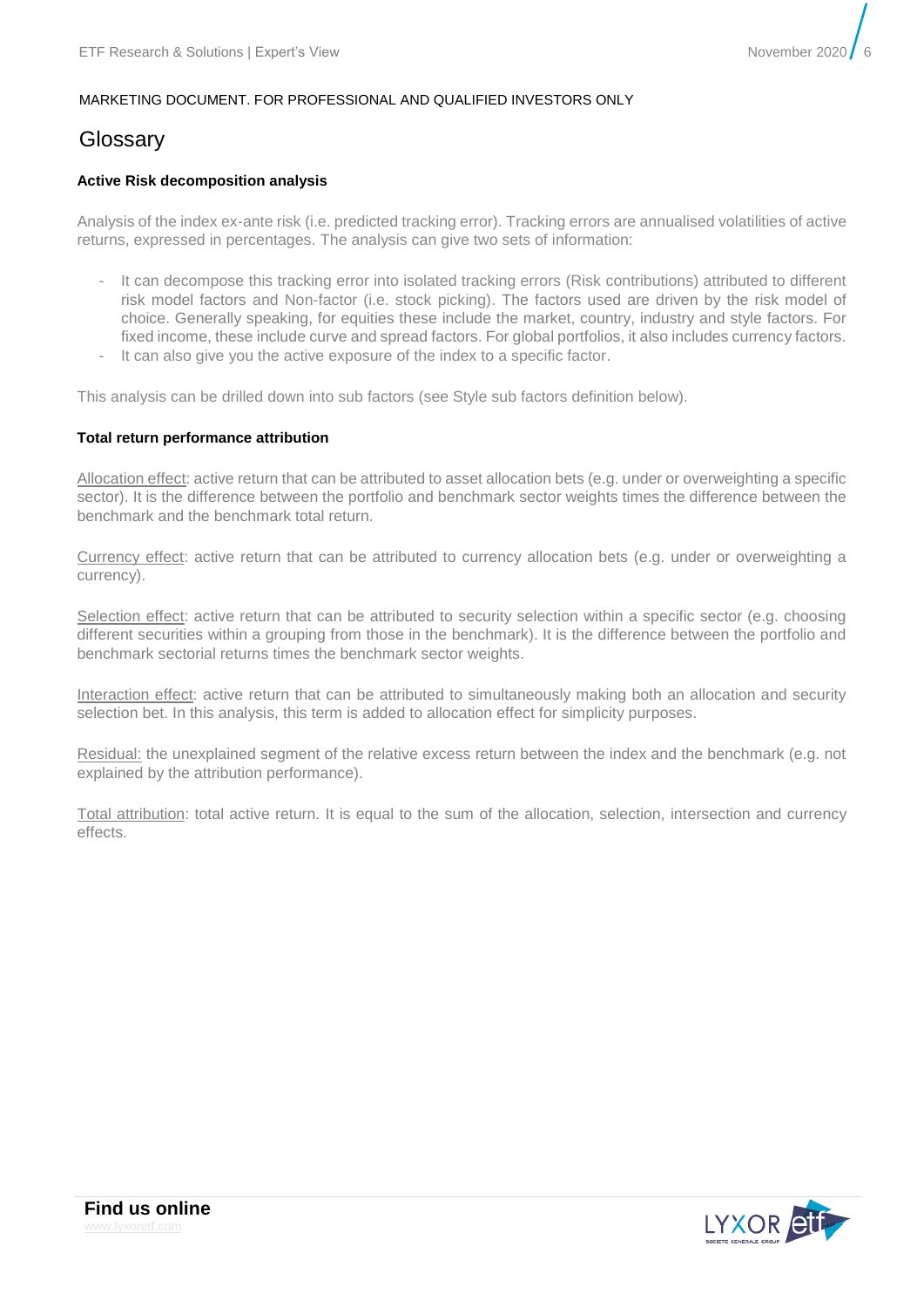MARKETING DOCUMENT. FOR PROFESSIONAL AND QUALIFIED INVESTORS ONLY

# Glossary

**Active Risk decomposition analysis**

Analysis of the index ex-ante risk (i.e. predicted tracking error). Tracking errors are annualised volatilities of active returns, expressed in percentages. The analysis can give two sets of information:

- It can decompose this tracking error into isolated tracking errors (Risk contributions) attributed to different risk model factors and Non-factor (i.e. stock picking). The factors used are driven by the risk model of choice. Generally speaking, for equities these include the market, country, industry and style factors. For fixed income, these include curve and spread factors. For global portfolios, it also includes currency factors.
- It can also give you the active exposure of the index to a specific factor.

This analysis can be drilled down into sub factors (see Style sub factors definition below).

**Total return performance attribution**

Allocation effect: active return that can be attributed to asset allocation bets (e.g. under or overweighting a specific sector). It is the difference between the portfolio and benchmark sector weights times the difference between the benchmark and the benchmark total return.

Currency effect: active return that can be attributed to currency allocation bets (e.g. under or overweighting a currency).

Selection effect: active return that can be attributed to security selection within a specific sector (e.g. choosing different securities within a grouping from those in the benchmark). It is the difference between the portfolio and benchmark sectorial returns times the benchmark sector weights.

Interaction effect: active return that can be attributed to simultaneously making both an allocation and security selection bet. In this analysis, this term is added to allocation effect for simplicity purposes.

Residual: the unexplained segment of the relative excess return between the index and the benchmark (e.g. not explained by the attribution performance).

Total attribution: total active return. It is equal to the sum of the allocation, selection, intersection and currency effects.

**Find us online**
www.lyxoretf.com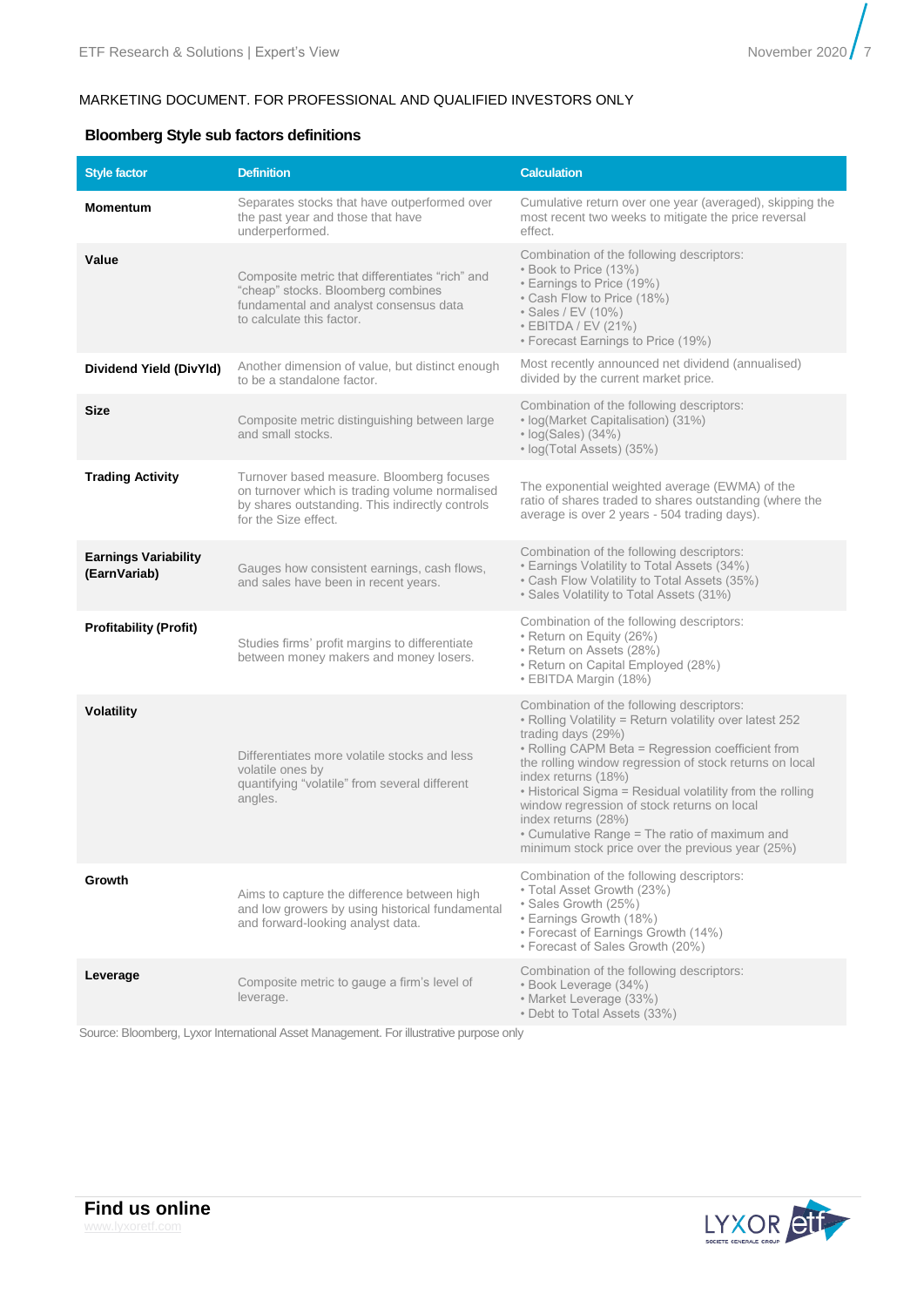MARKETING DOCUMENT. FOR PROFESSIONAL AND QUALIFIED INVESTORS ONLY

## Bloomberg Style sub factors definitions

| Style factor | Definition | Calculation |
|---|---|---|
| **Momentum** | Separates stocks that have outperformed over the past year and those that have underperformed. | Cumulative return over one year (averaged), skipping the most recent two weeks to mitigate the price reversal effect. |
| **Value** | Composite metric that differentiates "rich" and "cheap" stocks. Bloomberg combines fundamental and analyst consensus data to calculate this factor. | Combination of the following descriptors:<br>• Book to Price (13%)<br>• Earnings to Price (19%)<br>• Cash Flow to Price (18%)<br>• Sales / EV (10%)<br>• EBITDA / EV (21%)<br>• Forecast Earnings to Price (19%) |
| **Dividend Yield (DivYld)** | Another dimension of value, but distinct enough to be a standalone factor. | Most recently announced net dividend (annualised) divided by the current market price. |
| **Size** | Composite metric distinguishing between large and small stocks. | Combination of the following descriptors:<br>• log(Market Capitalisation) (31%)<br>• log(Sales) (34%)<br>• log(Total Assets) (35%) |
| **Trading Activity** | Turnover based measure. Bloomberg focuses on turnover which is trading volume normalised by shares outstanding. This indirectly controls for the Size effect. | The exponential weighted average (EWMA) of the ratio of shares traded to shares outstanding (where the average is over 2 years - 504 trading days). |
| **Earnings Variability (EarnVariab)** | Gauges how consistent earnings, cash flows, and sales have been in recent years. | Combination of the following descriptors:<br>• Earnings Volatility to Total Assets (34%)<br>• Cash Flow Volatility to Total Assets (35%)<br>• Sales Volatility to Total Assets (31%) |
| **Profitability (Profit)** | Studies firms' profit margins to differentiate between money makers and money losers. | Combination of the following descriptors:<br>• Return on Equity (26%)<br>• Return on Assets (28%)<br>• Return on Capital Employed (28%)<br>• EBITDA Margin (18%) |
| **Volatility** | Differentiates more volatile stocks and less volatile ones by quantifying "volatile" from several different angles. | Combination of the following descriptors:<br>• Rolling Volatility = Return volatility over latest 252 trading days (29%)<br>• Rolling CAPM Beta = Regression coefficient from the rolling window regression of stock returns on local index returns (18%)<br>• Historical Sigma = Residual volatility from the rolling window regression of stock returns on local index returns (28%)<br>• Cumulative Range = The ratio of maximum and minimum stock price over the previous year (25%) |
| **Growth** | Aims to capture the difference between high and low growers by using historical fundamental and forward-looking analyst data. | Combination of the following descriptors:<br>• Total Asset Growth (23%)<br>• Sales Growth (25%)<br>• Earnings Growth (18%)<br>• Forecast of Earnings Growth (14%)<br>• Forecast of Sales Growth (20%) |
| **Leverage** | Composite metric to gauge a firm's level of leverage. | Combination of the following descriptors:<br>• Book Leverage (34%)<br>• Market Leverage (33%)<br>• Debt to Total Assets (33%) |

Source: Bloomberg, Lyxor International Asset Management. For illustrative purpose only

**Find us online**
www.lyxoretf.com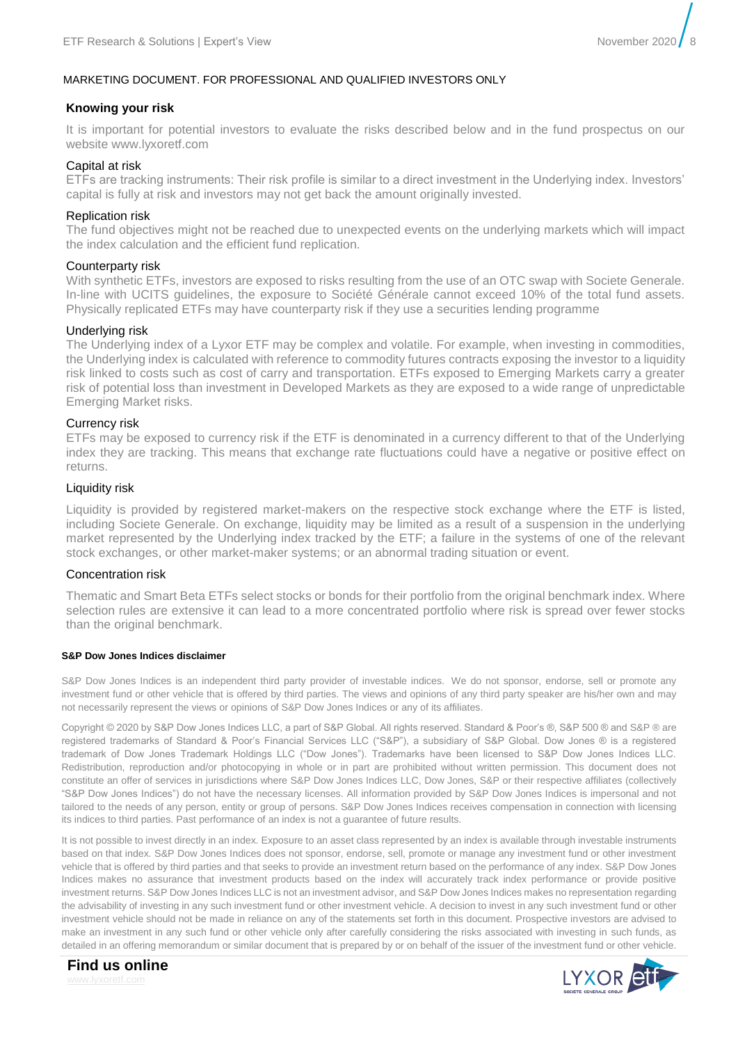MARKETING DOCUMENT. FOR PROFESSIONAL AND QUALIFIED INVESTORS ONLY

## Knowing your risk

It is important for potential investors to evaluate the risks described below and in the fund prospectus on our website www.lyxoretf.com

### Capital at risk

ETFs are tracking instruments: Their risk profile is similar to a direct investment in the Underlying index. Investors' capital is fully at risk and investors may not get back the amount originally invested.

### Replication risk

The fund objectives might not be reached due to unexpected events on the underlying markets which will impact the index calculation and the efficient fund replication.

### Counterparty risk

With synthetic ETFs, investors are exposed to risks resulting from the use of an OTC swap with Societe Generale. In-line with UCITS guidelines, the exposure to Société Générale cannot exceed 10% of the total fund assets. Physically replicated ETFs may have counterparty risk if they use a securities lending programme

### Underlying risk

The Underlying index of a Lyxor ETF may be complex and volatile. For example, when investing in commodities, the Underlying index is calculated with reference to commodity futures contracts exposing the investor to a liquidity risk linked to costs such as cost of carry and transportation. ETFs exposed to Emerging Markets carry a greater risk of potential loss than investment in Developed Markets as they are exposed to a wide range of unpredictable Emerging Market risks.

### Currency risk

ETFs may be exposed to currency risk if the ETF is denominated in a currency different to that of the Underlying index they are tracking. This means that exchange rate fluctuations could have a negative or positive effect on returns.

### Liquidity risk

Liquidity is provided by registered market-makers on the respective stock exchange where the ETF is listed, including Societe Generale. On exchange, liquidity may be limited as a result of a suspension in the underlying market represented by the Underlying index tracked by the ETF; a failure in the systems of one of the relevant stock exchanges, or other market-maker systems; or an abnormal trading situation or event.

### Concentration risk

Thematic and Smart Beta ETFs select stocks or bonds for their portfolio from the original benchmark index. Where selection rules are extensive it can lead to a more concentrated portfolio where risk is spread over fewer stocks than the original benchmark.

**S&P Dow Jones Indices disclaimer**

S&P Dow Jones Indices is an independent third party provider of investable indices. We do not sponsor, endorse, sell or promote any investment fund or other vehicle that is offered by third parties. The views and opinions of any third party speaker are his/her own and may not necessarily represent the views or opinions of S&P Dow Jones Indices or any of its affiliates.

Copyright © 2020 by S&P Dow Jones Indices LLC, a part of S&P Global. All rights reserved. Standard & Poor's ®, S&P 500 ® and S&P ® are registered trademarks of Standard & Poor's Financial Services LLC ("S&P"), a subsidiary of S&P Global. Dow Jones ® is a registered trademark of Dow Jones Trademark Holdings LLC ("Dow Jones"). Trademarks have been licensed to S&P Dow Jones Indices LLC. Redistribution, reproduction and/or photocopying in whole or in part are prohibited without written permission. This document does not constitute an offer of services in jurisdictions where S&P Dow Jones Indices LLC, Dow Jones, S&P or their respective affiliates (collectively "S&P Dow Jones Indices") do not have the necessary licenses. All information provided by S&P Dow Jones Indices is impersonal and not tailored to the needs of any person, entity or group of persons. S&P Dow Jones Indices receives compensation in connection with licensing its indices to third parties. Past performance of an index is not a guarantee of future results.

It is not possible to invest directly in an index. Exposure to an asset class represented by an index is available through investable instruments based on that index. S&P Dow Jones Indices does not sponsor, endorse, sell, promote or manage any investment fund or other investment vehicle that is offered by third parties and that seeks to provide an investment return based on the performance of any index. S&P Dow Jones Indices makes no assurance that investment products based on the index will accurately track index performance or provide positive investment returns. S&P Dow Jones Indices LLC is not an investment advisor, and S&P Dow Jones Indices makes no representation regarding the advisability of investing in any such investment fund or other investment vehicle. A decision to invest in any such investment fund or other investment vehicle should not be made in reliance on any of the statements set forth in this document. Prospective investors are advised to make an investment in any such fund or other vehicle only after carefully considering the risks associated with investing in such funds, as detailed in an offering memorandum or similar document that is prepared by or on behalf of the issuer of the investment fund or other vehicle.

**Find us online**
www.lyxoretf.com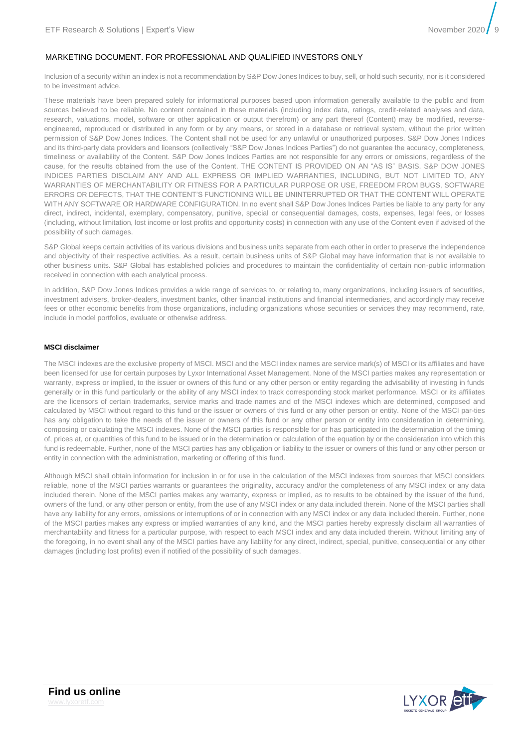MARKETING DOCUMENT. FOR PROFESSIONAL AND QUALIFIED INVESTORS ONLY

Inclusion of a security within an index is not a recommendation by S&P Dow Jones Indices to buy, sell, or hold such security, nor is it considered to be investment advice.

These materials have been prepared solely for informational purposes based upon information generally available to the public and from sources believed to be reliable. No content contained in these materials (including index data, ratings, credit-related analyses and data, research, valuations, model, software or other application or output therefrom) or any part thereof (Content) may be modified, reverse-engineered, reproduced or distributed in any form or by any means, or stored in a database or retrieval system, without the prior written permission of S&P Dow Jones Indices. The Content shall not be used for any unlawful or unauthorized purposes. S&P Dow Jones Indices and its third-party data providers and licensors (collectively "S&P Dow Jones Indices Parties") do not guarantee the accuracy, completeness, timeliness or availability of the Content. S&P Dow Jones Indices Parties are not responsible for any errors or omissions, regardless of the cause, for the results obtained from the use of the Content. THE CONTENT IS PROVIDED ON AN "AS IS" BASIS. S&P DOW JONES INDICES PARTIES DISCLAIM ANY AND ALL EXPRESS OR IMPLIED WARRANTIES, INCLUDING, BUT NOT LIMITED TO, ANY WARRANTIES OF MERCHANTABILITY OR FITNESS FOR A PARTICULAR PURPOSE OR USE, FREEDOM FROM BUGS, SOFTWARE ERRORS OR DEFECTS, THAT THE CONTENT'S FUNCTIONING WILL BE UNINTERRUPTED OR THAT THE CONTENT WILL OPERATE WITH ANY SOFTWARE OR HARDWARE CONFIGURATION. In no event shall S&P Dow Jones Indices Parties be liable to any party for any direct, indirect, incidental, exemplary, compensatory, punitive, special or consequential damages, costs, expenses, legal fees, or losses (including, without limitation, lost income or lost profits and opportunity costs) in connection with any use of the Content even if advised of the possibility of such damages.

S&P Global keeps certain activities of its various divisions and business units separate from each other in order to preserve the independence and objectivity of their respective activities. As a result, certain business units of S&P Global may have information that is not available to other business units. S&P Global has established policies and procedures to maintain the confidentiality of certain non-public information received in connection with each analytical process.

In addition, S&P Dow Jones Indices provides a wide range of services to, or relating to, many organizations, including issuers of securities, investment advisers, broker-dealers, investment banks, other financial institutions and financial intermediaries, and accordingly may receive fees or other economic benefits from those organizations, including organizations whose securities or services they may recommend, rate, include in model portfolios, evaluate or otherwise address.

**MSCI disclaimer**

The MSCI indexes are the exclusive property of MSCI. MSCI and the MSCI index names are service mark(s) of MSCI or its affiliates and have been licensed for use for certain purposes by Lyxor International Asset Management. None of the MSCI parties makes any representation or warranty, express or implied, to the issuer or owners of this fund or any other person or entity regarding the advisability of investing in funds generally or in this fund particularly or the ability of any MSCI index to track corresponding stock market performance. MSCI or its affiliates are the licensors of certain trademarks, service marks and trade names and of the MSCI indexes which are determined, composed and calculated by MSCI without regard to this fund or the issuer or owners of this fund or any other person or entity. None of the MSCI par-ties has any obligation to take the needs of the issuer or owners of this fund or any other person or entity into consideration in determining, composing or calculating the MSCI indexes. None of the MSCI parties is responsible for or has participated in the determination of the timing of, prices at, or quantities of this fund to be issued or in the determination or calculation of the equation by or the consideration into which this fund is redeemable. Further, none of the MSCI parties has any obligation or liability to the issuer or owners of this fund or any other person or entity in connection with the administration, marketing or offering of this fund.

Although MSCI shall obtain information for inclusion in or for use in the calculation of the MSCI indexes from sources that MSCI considers reliable, none of the MSCI parties warrants or guarantees the originality, accuracy and/or the completeness of any MSCI index or any data included therein. None of the MSCI parties makes any warranty, express or implied, as to results to be obtained by the issuer of the fund, owners of the fund, or any other person or entity, from the use of any MSCI index or any data included therein. None of the MSCI parties shall have any liability for any errors, omissions or interruptions of or in connection with any MSCI index or any data included therein. Further, none of the MSCI parties makes any express or implied warranties of any kind, and the MSCI parties hereby expressly disclaim all warranties of merchantability and fitness for a particular purpose, with respect to each MSCI index and any data included therein. Without limiting any of the foregoing, in no event shall any of the MSCI parties have any liability for any direct, indirect, special, punitive, consequential or any other damages (including lost profits) even if notified of the possibility of such damages.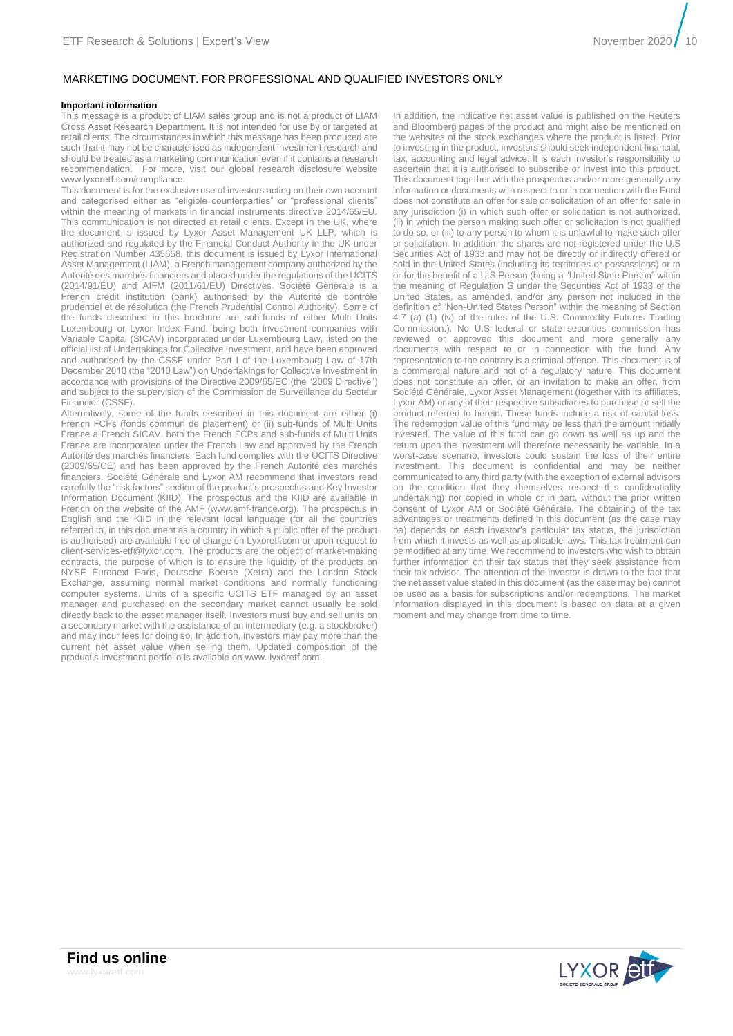MARKETING DOCUMENT. FOR PROFESSIONAL AND QUALIFIED INVESTORS ONLY

**Important information**

This message is a product of LIAM sales group and is not a product of LIAM Cross Asset Research Department. It is not intended for use by or targeted at retail clients. The circumstances in which this message has been produced are such that it may not be characterised as independent investment research and should be treated as a marketing communication even if it contains a research recommendation. For more, visit our global research disclosure website www.lyxoretf.com/compliance.

This document is for the exclusive use of investors acting on their own account and categorised either as "eligible counterparties" or "professional clients" within the meaning of markets in financial instruments directive 2014/65/EU. This communication is not directed at retail clients. Except in the UK, where the document is issued by Lyxor Asset Management UK LLP, which is authorized and regulated by the Financial Conduct Authority in the UK under Registration Number 435658, this document is issued by Lyxor International Asset Management (LIAM), a French management company authorized by the Autorité des marchés financiers and placed under the regulations of the UCITS (2014/91/EU) and AIFM (2011/61/EU) Directives. Société Générale is a French credit institution (bank) authorised by the Autorité de contrôle prudentiel et de résolution (the French Prudential Control Authority). Some of the funds described in this brochure are sub-funds of either Multi Units Luxembourg or Lyxor Index Fund, being both investment companies with Variable Capital (SICAV) incorporated under Luxembourg Law, listed on the official list of Undertakings for Collective Investment, and have been approved and authorised by the CSSF under Part I of the Luxembourg Law of 17th December 2010 (the "2010 Law") on Undertakings for Collective Investment in accordance with provisions of the Directive 2009/65/EC (the "2009 Directive") and subject to the supervision of the Commission de Surveillance du Secteur Financier (CSSF).

Alternatively, some of the funds described in this document are either (i) French FCPs (fonds commun de placement) or (ii) sub-funds of Multi Units France a French SICAV, both the French FCPs and sub-funds of Multi Units France are incorporated under the French Law and approved by the French Autorité des marchés financiers. Each fund complies with the UCITS Directive (2009/65/CE) and has been approved by the French Autorité des marchés financiers. Société Générale and Lyxor AM recommend that investors read carefully the "risk factors" section of the product's prospectus and Key Investor Information Document (KIID). The prospectus and the KIID are available in French on the website of the AMF (www.amf-france.org). The prospectus in English and the KIID in the relevant local language (for all the countries referred to, in this document as a country in which a public offer of the product is authorised) are available free of charge on Lyxoretf.com or upon request to client-services-etf@lyxor.com. The products are the object of market-making contracts, the purpose of which is to ensure the liquidity of the products on NYSE Euronext Paris, Deutsche Boerse (Xetra) and the London Stock Exchange, assuming normal market conditions and normally functioning computer systems. Units of a specific UCITS ETF managed by an asset manager and purchased on the secondary market cannot usually be sold directly back to the asset manager itself. Investors must buy and sell units on a secondary market with the assistance of an intermediary (e.g. a stockbroker) and may incur fees for doing so. In addition, investors may pay more than the current net asset value when selling them. Updated composition of the product's investment portfolio is available on www. lyxoretf.com.

In addition, the indicative net asset value is published on the Reuters and Bloomberg pages of the product and might also be mentioned on the websites of the stock exchanges where the product is listed. Prior to investing in the product, investors should seek independent financial, tax, accounting and legal advice. It is each investor's responsibility to ascertain that it is authorised to subscribe or invest into this product. This document together with the prospectus and/or more generally any information or documents with respect to or in connection with the Fund does not constitute an offer for sale or solicitation of an offer for sale in any jurisdiction (i) in which such offer or solicitation is not authorized, (ii) in which the person making such offer or solicitation is not qualified to do so, or (iii) to any person to whom it is unlawful to make such offer or solicitation. In addition, the shares are not registered under the U.S Securities Act of 1933 and may not be directly or indirectly offered or sold in the United States (including its territories or possessions) or to or for the benefit of a U.S Person (being a "United State Person" within the meaning of Regulation S under the Securities Act of 1933 of the United States, as amended, and/or any person not included in the definition of "Non-United States Person" within the meaning of Section 4.7 (a) (1) (iv) of the rules of the U.S. Commodity Futures Trading Commission.). No U.S federal or state securities commission has reviewed or approved this document and more generally any documents with respect to or in connection with the fund. Any representation to the contrary is a criminal offence. This document is of a commercial nature and not of a regulatory nature. This document does not constitute an offer, or an invitation to make an offer, from Société Générale, Lyxor Asset Management (together with its affiliates, Lyxor AM) or any of their respective subsidiaries to purchase or sell the product referred to herein. These funds include a risk of capital loss. The redemption value of this fund may be less than the amount initially invested. The value of this fund can go down as well as up and the return upon the investment will therefore necessarily be variable. In a worst-case scenario, investors could sustain the loss of their entire investment. This document is confidential and may be neither communicated to any third party (with the exception of external advisors on the condition that they themselves respect this confidentiality undertaking) nor copied in whole or in part, without the prior written consent of Lyxor AM or Société Générale. The obtaining of the tax advantages or treatments defined in this document (as the case may be) depends on each investor's particular tax status, the jurisdiction from which it invests as well as applicable laws. This tax treatment can be modified at any time. We recommend to investors who wish to obtain further information on their tax status that they seek assistance from their tax advisor. The attention of the investor is drawn to the fact that the net asset value stated in this document (as the case may be) cannot be used as a basis for subscriptions and/or redemptions. The market information displayed in this document is based on data at a given moment and may change from time to time.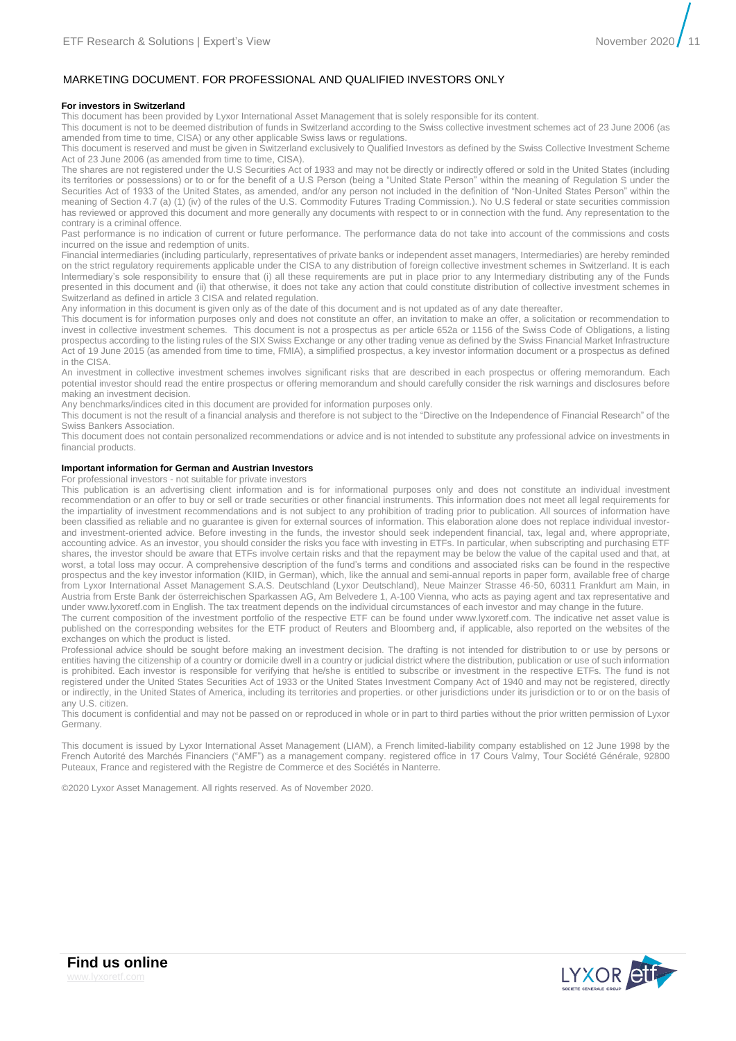MARKETING DOCUMENT. FOR PROFESSIONAL AND QUALIFIED INVESTORS ONLY

**For investors in Switzerland**

This document has been provided by Lyxor International Asset Management that is solely responsible for its content.

This document is not to be deemed distribution of funds in Switzerland according to the Swiss collective investment schemes act of 23 June 2006 (as amended from time to time, CISA) or any other applicable Swiss laws or regulations.

This document is reserved and must be given in Switzerland exclusively to Qualified Investors as defined by the Swiss Collective Investment Scheme Act of 23 June 2006 (as amended from time to time, CISA).

The shares are not registered under the U.S Securities Act of 1933 and may not be directly or indirectly offered or sold in the United States (including its territories or possessions) or to or for the benefit of a U.S Person (being a "United State Person" within the meaning of Regulation S under the Securities Act of 1933 of the United States, as amended, and/or any person not included in the definition of "Non-United States Person" within the meaning of Section 4.7 (a) (1) (iv) of the rules of the U.S. Commodity Futures Trading Commission.). No U.S federal or state securities commission has reviewed or approved this document and more generally any documents with respect to or in connection with the fund. Any representation to the contrary is a criminal offence.

Past performance is no indication of current or future performance. The performance data do not take into account of the commissions and costs incurred on the issue and redemption of units.

Financial intermediaries (including particularly, representatives of private banks or independent asset managers, Intermediaries) are hereby reminded on the strict regulatory requirements applicable under the CISA to any distribution of foreign collective investment schemes in Switzerland. It is each Intermediary's sole responsibility to ensure that (i) all these requirements are put in place prior to any Intermediary distributing any of the Funds presented in this document and (ii) that otherwise, it does not take any action that could constitute distribution of collective investment schemes in Switzerland as defined in article 3 CISA and related regulation.

Any information in this document is given only as of the date of this document and is not updated as of any date thereafter.

This document is for information purposes only and does not constitute an offer, an invitation to make an offer, a solicitation or recommendation to invest in collective investment schemes. This document is not a prospectus as per article 652a or 1156 of the Swiss Code of Obligations, a listing prospectus according to the listing rules of the SIX Swiss Exchange or any other trading venue as defined by the Swiss Financial Market Infrastructure Act of 19 June 2015 (as amended from time to time, FMIA), a simplified prospectus, a key investor information document or a prospectus as defined in the CISA.

An investment in collective investment schemes involves significant risks that are described in each prospectus or offering memorandum. Each potential investor should read the entire prospectus or offering memorandum and should carefully consider the risk warnings and disclosures before making an investment decision.

Any benchmarks/indices cited in this document are provided for information purposes only.

This document is not the result of a financial analysis and therefore is not subject to the "Directive on the Independence of Financial Research" of the Swiss Bankers Association.

This document does not contain personalized recommendations or advice and is not intended to substitute any professional advice on investments in financial products.

**Important information for German and Austrian Investors**

For professional investors - not suitable for private investors

This publication is an advertising client information and is for informational purposes only and does not constitute an individual investment recommendation or an offer to buy or sell or trade securities or other financial instruments. This information does not meet all legal requirements for the impartiality of investment recommendations and is not subject to any prohibition of trading prior to publication. All sources of information have been classified as reliable and no guarantee is given for external sources of information. This elaboration alone does not replace individual investor- and investment-oriented advice. Before investing in the funds, the investor should seek independent financial, tax, legal and, where appropriate, accounting advice. As an investor, you should consider the risks you face with investing in ETFs. In particular, when subscripting and purchasing ETF shares, the investor should be aware that ETFs involve certain risks and that the repayment may be below the value of the capital used and that, at worst, a total loss may occur. A comprehensive description of the fund's terms and conditions and associated risks can be found in the respective prospectus and the key investor information (KIID, in German), which, like the annual and semi-annual reports in paper form, available free of charge from Lyxor International Asset Management S.A.S. Deutschland (Lyxor Deutschland), Neue Mainzer Strasse 46-50, 60311 Frankfurt am Main, in Austria from Erste Bank der österreichischen Sparkassen AG, Am Belvedere 1, A-100 Vienna, who acts as paying agent and tax representative and under www.lyxoretf.com in English. The tax treatment depends on the individual circumstances of each investor and may change in the future.

The current composition of the investment portfolio of the respective ETF can be found under www.lyxoretf.com. The indicative net asset value is published on the corresponding websites for the ETF product of Reuters and Bloomberg and, if applicable, also reported on the websites of the exchanges on which the product is listed.

Professional advice should be sought before making an investment decision. The drafting is not intended for distribution to or use by persons or entities having the citizenship of a country or domicile dwell in a country or judicial district where the distribution, publication or use of such information is prohibited. Each investor is responsible for verifying that he/she is entitled to subscribe or investment in the respective ETFs. The fund is not registered under the United States Securities Act of 1933 or the United States Investment Company Act of 1940 and may not be registered, directly or indirectly, in the United States of America, including its territories and properties. or other jurisdictions under its jurisdiction or to or on the basis of any U.S. citizen.

This document is confidential and may not be passed on or reproduced in whole or in part to third parties without the prior written permission of Lyxor Germany.

This document is issued by Lyxor International Asset Management (LIAM), a French limited-liability company established on 12 June 1998 by the French Autorité des Marchés Financiers ("AMF") as a management company. registered office in 17 Cours Valmy, Tour Société Générale, 92800 Puteaux, France and registered with the Registre de Commerce et des Sociétés in Nanterre.

©2020 Lyxor Asset Management. All rights reserved. As of November 2020.

**Find us online**

www.lyxoretf.com